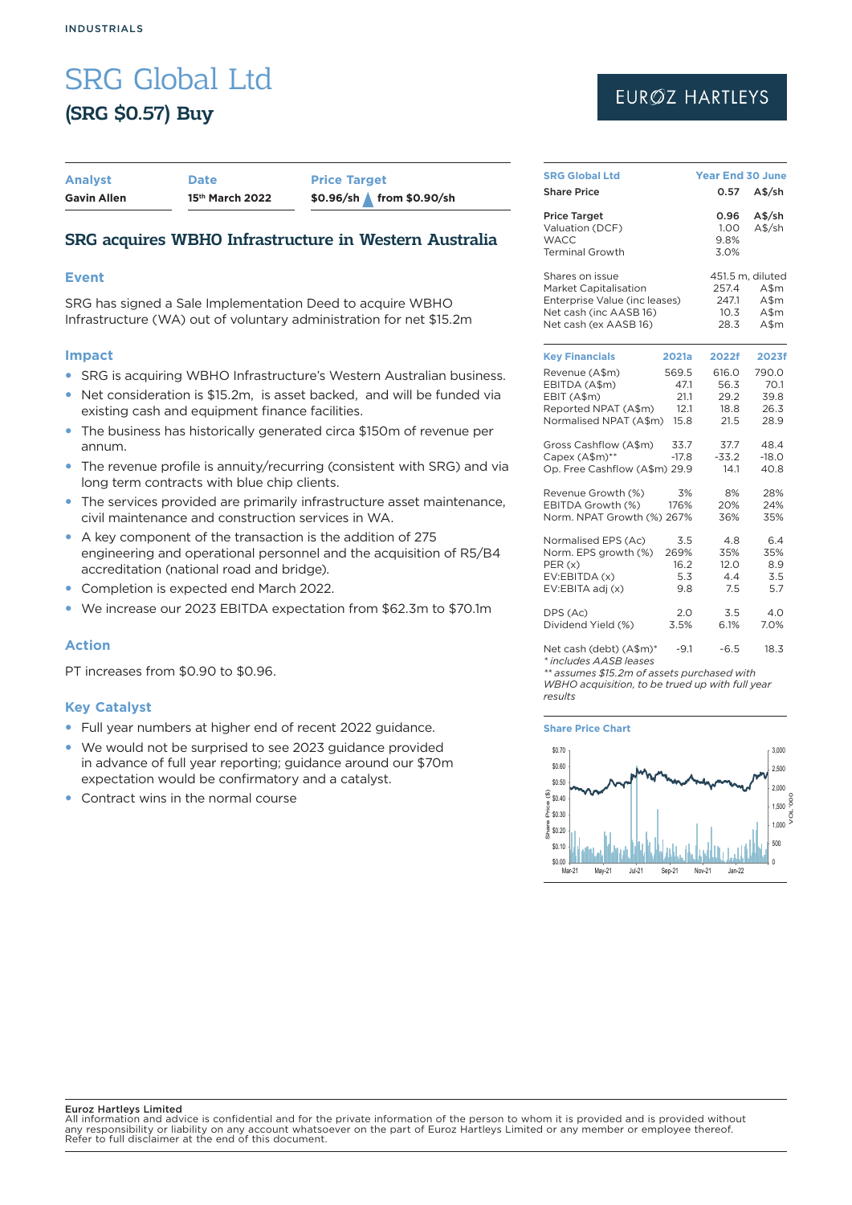INDUSTRIALS

# SRG Global Ltd

## (SRG $0.57) Buy

EUROZ HARTLEYS

| Analyst | Date | Price Target |
|---|---|---|
| Gavin Allen | 15th March 2022 | $0.96/sh ▲ from $0.90/sh |

## SRG acquires WBHO Infrastructure in Western Australia

### Event

SRG has signed a Sale Implementation Deed to acquire WBHO Infrastructure (WA) out of voluntary administration for net $15.2m

### Impact

- SRG is acquiring WBHO Infrastructure's Western Australian business.
- Net consideration is $15.2m, is asset backed, and will be funded via existing cash and equipment finance facilities.
- The business has historically generated circa $150m of revenue per annum.
- The revenue profile is annuity/recurring (consistent with SRG) and via long term contracts with blue chip clients.
- The services provided are primarily infrastructure asset maintenance, civil maintenance and construction services in WA.
- A key component of the transaction is the addition of 275 engineering and operational personnel and the acquisition of R5/B4 accreditation (national road and bridge).
- Completion is expected end March 2022.
- We increase our 2023 EBITDA expectation from $62.3m to $70.1m

### Action

PT increases from $0.90 to $0.96.

### Key Catalyst

- Full year numbers at higher end of recent 2022 guidance.
- We would not be surprised to see 2023 guidance provided in advance of full year reporting; guidance around our $70m expectation would be confirmatory and a catalyst.
- Contract wins in the normal course

| SRG Global Ltd | Year End 30 June | |
|---|---|---|
| Share Price | 0.57 | A$/sh |
| Price Target | 0.96 | A$/sh |
| Valuation (DCF) | 1.00 | A$/sh |
| WACC | 9.8% | |
| Terminal Growth | 3.0% | |
| Shares on issue | 451.5 m, diluted | |
| Market Capitalisation | 257.4 | A$m |
| Enterprise Value (inc leases) | 247.1 | A$m |
| Net cash (inc AASB 16) | 10.3 | A$m |
| Net cash (ex AASB 16) | 28.3 | A$m |

| Key Financials | 2021a | 2022f | 2023f |
|---|---|---|---|
| Revenue (A$m) | 569.5 | 616.0 | 790.0 |
| EBITDA (A$m) | 47.1 | 56.3 | 70.1 |
| EBIT (A$m) | 21.1 | 29.2 | 39.8 |
| Reported NPAT (A$m) | 12.1 | 18.8 | 26.3 |
| Normalised NPAT (A$m) | 15.8 | 21.5 | 28.9 |
| Gross Cashflow (A$m) | 33.7 | 37.7 | 48.4 |
| Capex (A$m)** | -17.8 | -33.2 | -18.0 |
| Op. Free Cashflow (A$m) | 29.9 | 14.1 | 40.8 |
| Revenue Growth (%) | 3% | 8% | 28% |
| EBITDA Growth (%) | 176% | 20% | 24% |
| Norm. NPAT Growth (%) | 267% | 36% | 35% |
| Normalised EPS (Ac) | 3.5 | 4.8 | 6.4 |
| Norm. EPS growth (%) | 269% | 35% | 35% |
| PER (x) | 16.2 | 12.0 | 8.9 |
| EV:EBITDA (x) | 5.3 | 4.4 | 3.5 |
| EV:EBITA adj (x) | 9.8 | 7.5 | 5.7 |
| DPS (Ac) | 2.0 | 3.5 | 4.0 |
| Dividend Yield (%) | 3.5% | 6.1% | 7.0% |
| Net cash (debt) (A$m)* | -9.1 | -6.5 | 18.3 |

*\* includes AASB leases*

*\*\* assumes $15.2m of assets purchased with WBHO acquisition, to be trued up with full year results*

### Share Price Chart

**Euroz Hartleys Limited**
All information and advice is confidential and for the private information of the person to whom it is provided and is provided without any responsibility or liability on any account whatsoever on the part of Euroz Hartleys Limited or any member or employee thereof. Refer to full disclaimer at the end of this document.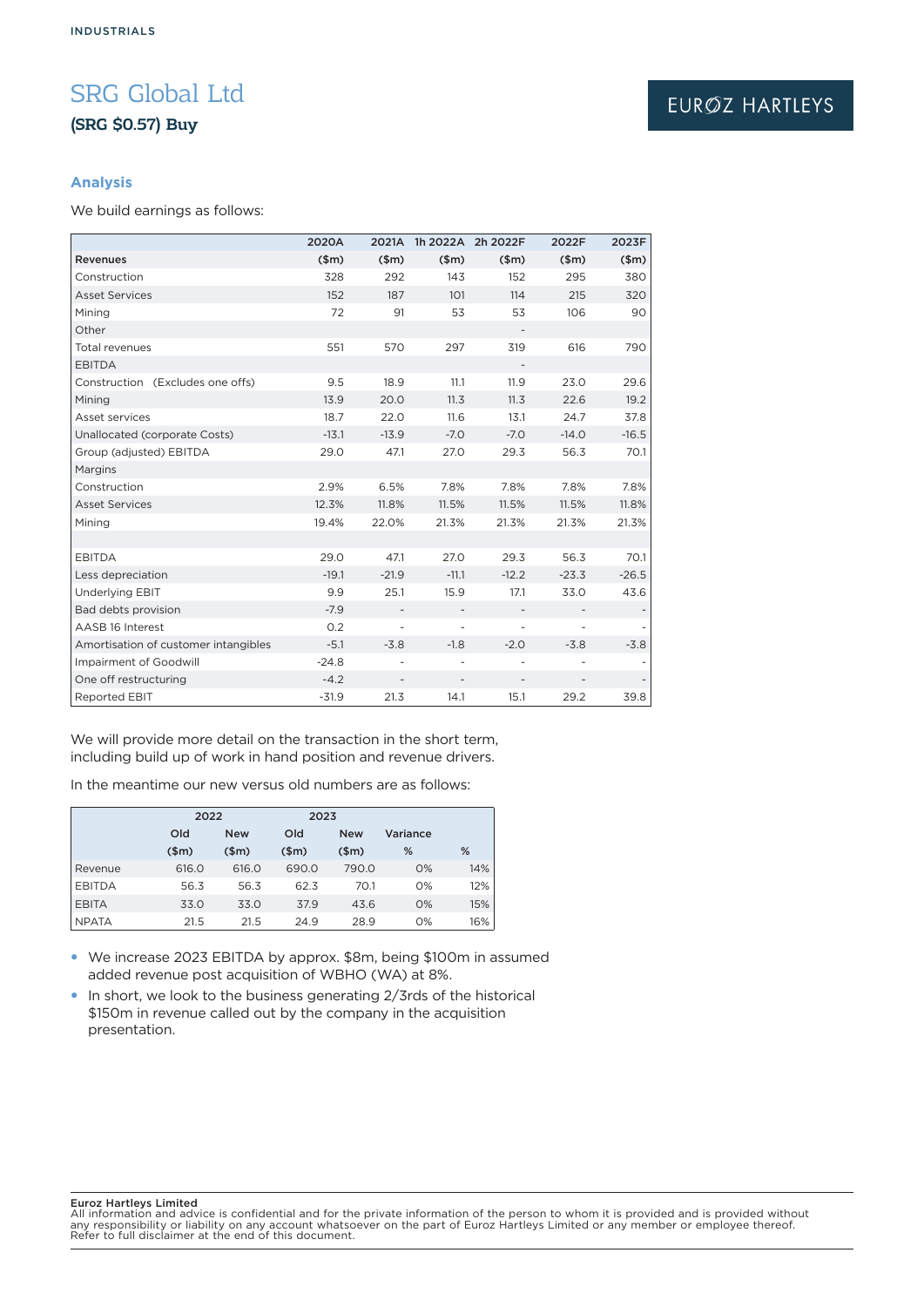INDUSTRIALS

# SRG Global Ltd

## (SRG $0.57) Buy

EUROZ HARTLEYS

### Analysis

We build earnings as follows:

| | 2020A | 2021A | 1h 2022A | 2h 2022F | 2022F | 2023F |
|---|---|---|---|---|---|---|
| **Revenues** | ($m) | ($m) | ($m) | ($m) | ($m) | ($m) |
| Construction | 328 | 292 | 143 | 152 | 295 | 380 |
| Asset Services | 152 | 187 | 101 | 114 | 215 | 320 |
| Mining | 72 | 91 | 53 | 53 | 106 | 90 |
| Other | | | | - | | |
| Total revenues | 551 | 570 | 297 | 319 | 616 | 790 |
| EBITDA | | | | - | | |
| Construction (Excludes one offs) | 9.5 | 18.9 | 11.1 | 11.9 | 23.0 | 29.6 |
| Mining | 13.9 | 20.0 | 11.3 | 11.3 | 22.6 | 19.2 |
| Asset services | 18.7 | 22.0 | 11.6 | 13.1 | 24.7 | 37.8 |
| Unallocated (corporate Costs) | -13.1 | -13.9 | -7.0 | -7.0 | -14.0 | -16.5 |
| Group (adjusted) EBITDA | 29.0 | 47.1 | 27.0 | 29.3 | 56.3 | 70.1 |
| Margins | | | | | | |
| Construction | 2.9% | 6.5% | 7.8% | 7.8% | 7.8% | 7.8% |
| Asset Services | 12.3% | 11.8% | 11.5% | 11.5% | 11.5% | 11.8% |
| Mining | 19.4% | 22.0% | 21.3% | 21.3% | 21.3% | 21.3% |
| | | | | | | |
| EBITDA | 29.0 | 47.1 | 27.0 | 29.3 | 56.3 | 70.1 |
| Less depreciation | -19.1 | -21.9 | -11.1 | -12.2 | -23.3 | -26.5 |
| Underlying EBIT | 9.9 | 25.1 | 15.9 | 17.1 | 33.0 | 43.6 |
| Bad debts provision | -7.9 | - | - | - | - | - |
| AASB 16 Interest | 0.2 | - | - | - | - | - |
| Amortisation of customer intangibles | -5.1 | -3.8 | -1.8 | -2.0 | -3.8 | -3.8 |
| Impairment of Goodwill | -24.8 | - | - | - | - | - |
| One off restructuring | -4.2 | - | - | - | - | - |
| Reported EBIT | -31.9 | 21.3 | 14.1 | 15.1 | 29.2 | 39.8 |

We will provide more detail on the transaction in the short term, including build up of work in hand position and revenue drivers.

In the meantime our new versus old numbers are as follows:

| | 2022 | | 2023 | | | |
|---|---|---|---|---|---|---|
| | Old | New | Old | New | Variance | |
| | ($m) | ($m) | ($m) | ($m) | % | % |
| Revenue | 616.0 | 616.0 | 690.0 | 790.0 | 0% | 14% |
| EBITDA | 56.3 | 56.3 | 62.3 | 70.1 | 0% | 12% |
| EBITA | 33.0 | 33.0 | 37.9 | 43.6 | 0% | 15% |
| NPATA | 21.5 | 21.5 | 24.9 | 28.9 | 0% | 16% |

- We increase 2023 EBITDA by approx. $8m, being $100m in assumed added revenue post acquisition of WBHO (WA) at 8%.
- In short, we look to the business generating 2/3rds of the historical $150m in revenue called out by the company in the acquisition presentation.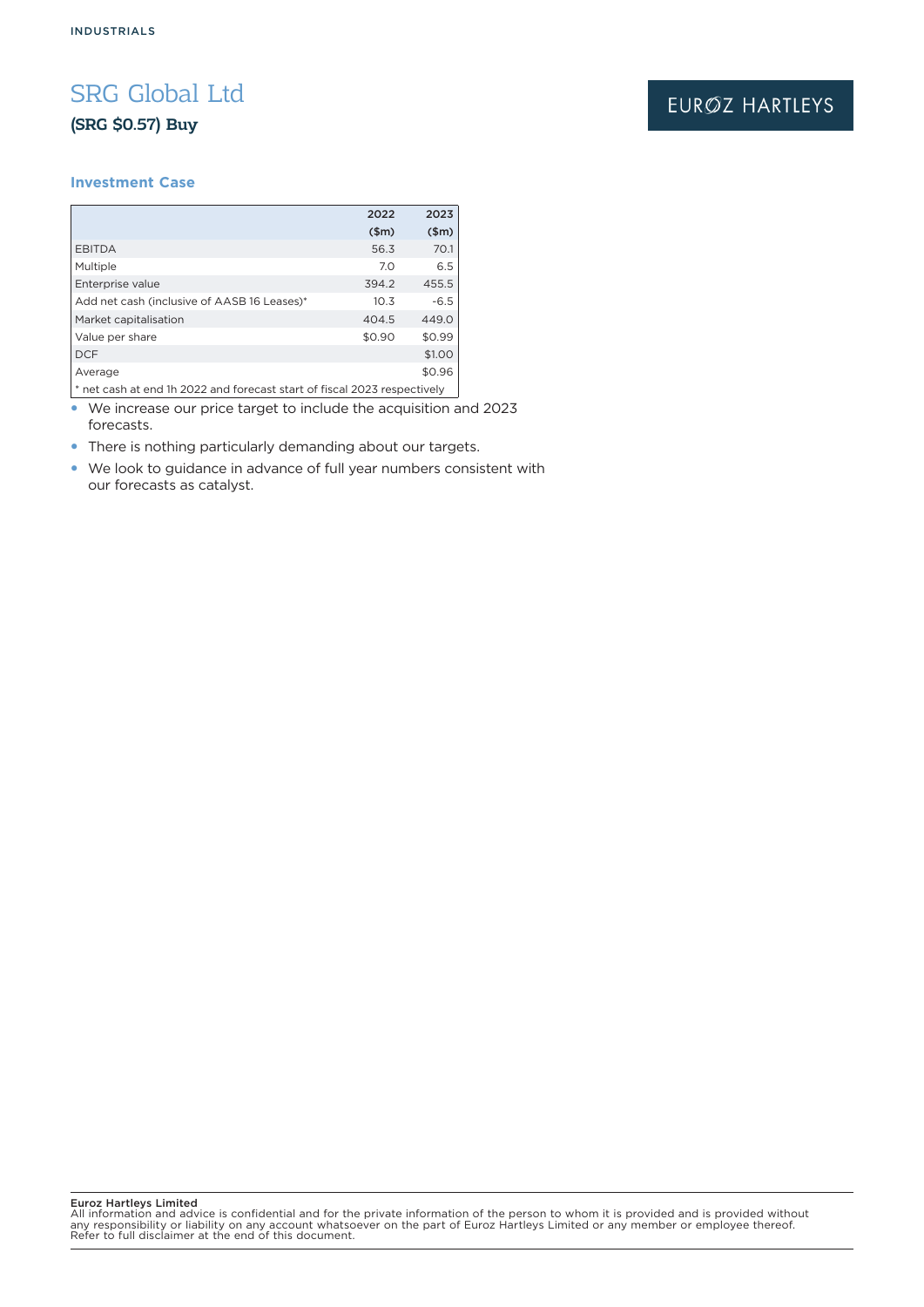INDUSTRIALS

# SRG Global Ltd

## (SRG $0.57) Buy

EUROZ HARTLEYS

### Investment Case

| | 2022 ($m) | 2023 ($m) |
|---|---|---|
| EBITDA | 56.3 | 70.1 |
| Multiple | 7.0 | 6.5 |
| Enterprise value | 394.2 | 455.5 |
| Add net cash (inclusive of AASB 16 Leases)* | 10.3 | -6.5 |
| Market capitalisation | 404.5 | 449.0 |
| Value per share | $0.90 | $0.99 |
| DCF | | $1.00 |
| Average | | $0.96 |

\* net cash at end 1h 2022 and forecast start of fiscal 2023 respectively

- We increase our price target to include the acquisition and 2023 forecasts.
- There is nothing particularly demanding about our targets.
- We look to guidance in advance of full year numbers consistent with our forecasts as catalyst.

**Euroz Hartleys Limited**
All information and advice is confidential and for the private information of the person to whom it is provided and is provided without any responsibility or liability on any account whatsoever on the part of Euroz Hartleys Limited or any member or employee thereof. Refer to full disclaimer at the end of this document.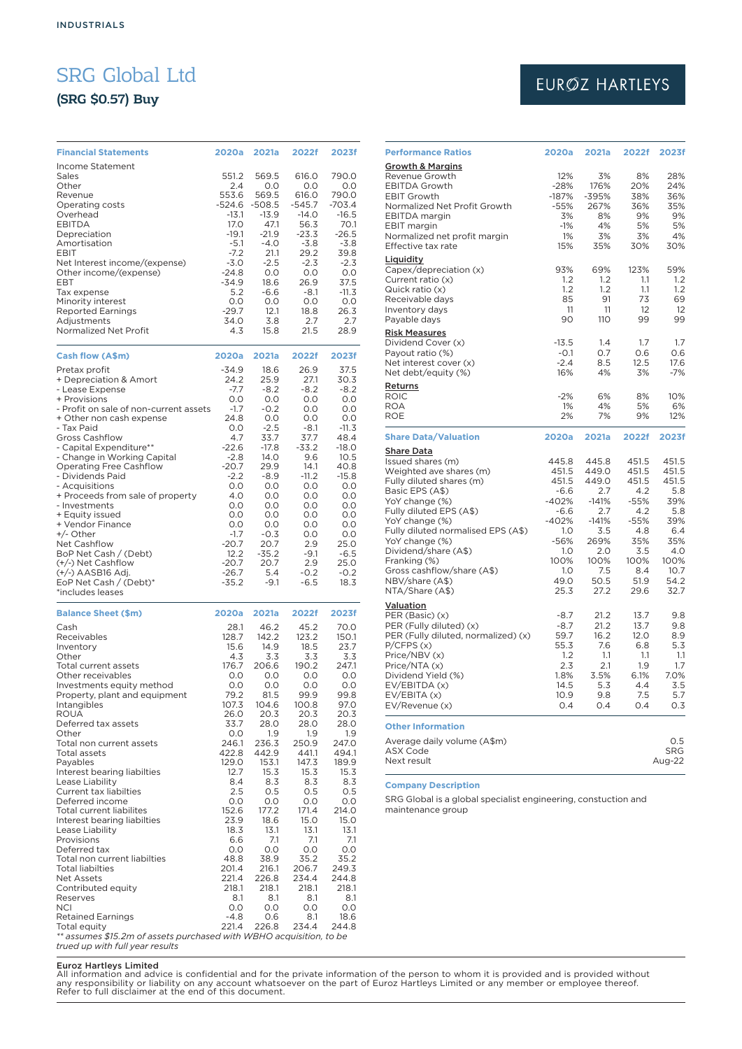INDUSTRIALS

# SRG Global Ltd

## (SRG $0.57) Buy

EUROZ HARTLEYS

| Financial Statements | 2020a | 2021a | 2022f | 2023f |
|---|---|---|---|---|
| Income Statement | | | | |
| Sales | 551.2 | 569.5 | 616.0 | 790.0 |
| Other | 2.4 | 0.0 | 0.0 | 0.0 |
| Revenue | 553.6 | 569.5 | 616.0 | 790.0 |
| Operating costs | -524.6 | -508.5 | -545.7 | -703.4 |
| Overhead | -13.1 | -13.9 | -14.0 | -16.5 |
| EBITDA | 17.0 | 47.1 | 56.3 | 70.1 |
| Depreciation | -19.1 | -21.9 | -23.3 | -26.5 |
| Amortisation | -5.1 | -4.0 | -3.8 | -3.8 |
| EBIT | -7.2 | 21.1 | 29.2 | 39.8 |
| Net Interest income/(expense) | -3.0 | -2.5 | -2.3 | -2.3 |
| Other income/(expense) | -24.8 | 0.0 | 0.0 | 0.0 |
| EBT | -34.9 | 18.6 | 26.9 | 37.5 |
| Tax expense | 5.2 | -6.6 | -8.1 | -11.3 |
| Minority interest | 0.0 | 0.0 | 0.0 | 0.0 |
| Reported Earnings | -29.7 | 12.1 | 18.8 | 26.3 |
| Adjustments | 34.0 | 3.8 | 2.7 | 2.7 |
| Normalized Net Profit | 4.3 | 15.8 | 21.5 | 28.9 |

| Cash flow (A$m) | 2020a | 2021a | 2022f | 2023f |
|---|---|---|---|---|
| Pretax profit | -34.9 | 18.6 | 26.9 | 37.5 |
| + Depreciation & Amort | 24.2 | 25.9 | 27.1 | 30.3 |
| - Lease Expense | -7.7 | -8.2 | -8.2 | -8.2 |
| + Provisions | 0.0 | 0.0 | 0.0 | 0.0 |
| - Profit on sale of non-current assets | -1.7 | -0.2 | 0.0 | 0.0 |
| + Other non cash expense | 24.8 | 0.0 | 0.0 | 0.0 |
| - Tax Paid | 0.0 | -2.5 | -8.1 | -11.3 |
| Gross Cashflow | 4.7 | 33.7 | 37.7 | 48.4 |
| - Capital Expenditure** | -22.6 | -17.8 | -33.2 | -18.0 |
| - Change in Working Capital | -2.8 | 14.0 | 9.6 | 10.5 |
| Operating Free Cashflow | -20.7 | 29.9 | 14.1 | 40.8 |
| - Dividends Paid | -2.2 | -8.9 | -11.2 | -15.8 |
| - Acquisitions | 0.0 | 0.0 | 0.0 | 0.0 |
| + Proceeds from sale of property | 4.0 | 0.0 | 0.0 | 0.0 |
| - Investments | 0.0 | 0.0 | 0.0 | 0.0 |
| + Equity issued | 0.0 | 0.0 | 0.0 | 0.0 |
| + Vendor Finance | 0.0 | 0.0 | 0.0 | 0.0 |
| +/- Other | -1.7 | -0.3 | 0.0 | 0.0 |
| Net Cashflow | -20.7 | 20.7 | 2.9 | 25.0 |
| BoP Net Cash / (Debt) | 12.2 | -35.2 | -9.1 | -6.5 |
| (+/-) Net Cashflow | -20.7 | 20.7 | 2.9 | 25.0 |
| (+/-) AASB16 Adj. | -26.7 | 5.4 | -0.2 | -0.2 |
| EoP Net Cash / (Debt)* | -35.2 | -9.1 | -6.5 | 18.3 |
| *includes leases | | | | |

| Balance Sheet ($m) | 2020a | 2021a | 2022f | 2023f |
|---|---|---|---|---|
| Cash | 28.1 | 46.2 | 45.2 | 70.0 |
| Receivables | 128.7 | 142.2 | 123.2 | 150.1 |
| Inventory | 15.6 | 14.9 | 18.5 | 23.7 |
| Other | 4.3 | 3.3 | 3.3 | 3.3 |
| Total current assets | 176.7 | 206.6 | 190.2 | 247.1 |
| Other receivables | 0.0 | 0.0 | 0.0 | 0.0 |
| Investments equity method | 0.0 | 0.0 | 0.0 | 0.0 |
| Property, plant and equipment | 79.2 | 81.5 | 99.9 | 99.8 |
| Intangibles | 107.3 | 104.6 | 100.8 | 97.0 |
| ROUA | 26.0 | 20.3 | 20.3 | 20.3 |
| Deferred tax assets | 33.7 | 28.0 | 28.0 | 28.0 |
| Other | 0.0 | 1.9 | 1.9 | 1.9 |
| Total non current assets | 246.1 | 236.3 | 250.9 | 247.0 |
| Total assets | 422.8 | 442.9 | 441.1 | 494.1 |
| Payables | 129.0 | 153.1 | 147.3 | 189.9 |
| Interest bearing liabilties | 12.7 | 15.3 | 15.3 | 15.3 |
| Lease Liability | 8.4 | 8.3 | 8.3 | 8.3 |
| Current tax liabilties | 2.5 | 0.5 | 0.5 | 0.5 |
| Deferred income | 0.0 | 0.0 | 0.0 | 0.0 |
| Total current liabilites | 152.6 | 177.2 | 171.4 | 214.0 |
| Interest bearing liabilties | 23.9 | 18.6 | 15.0 | 15.0 |
| Lease Liability | 18.3 | 13.1 | 13.1 | 13.1 |
| Provisions | 6.6 | 7.1 | 7.1 | 7.1 |
| Deferred tax | 0.0 | 0.0 | 0.0 | 0.0 |
| Total non current liabilties | 48.8 | 38.9 | 35.2 | 35.2 |
| Total liabilties | 201.4 | 216.1 | 206.7 | 249.3 |
| Net Assets | 221.4 | 226.8 | 234.4 | 244.8 |
| Contributed equity | 218.1 | 218.1 | 218.1 | 218.1 |
| Reserves | 8.1 | 8.1 | 8.1 | 8.1 |
| NCI | 0.0 | 0.0 | 0.0 | 0.0 |
| Retained Earnings | -4.8 | 0.6 | 8.1 | 18.6 |
| Total equity | 221.4 | 226.8 | 234.4 | 244.8 |

*** assumes $15.2m of assets purchased with WBHO acquisition, to be trued up with full year results*

| Performance Ratios | 2020a | 2021a | 2022f | 2023f |
|---|---|---|---|---|
| **Growth & Margins** | | | | |
| Revenue Growth | 12% | 3% | 8% | 28% |
| EBITDA Growth | -28% | 176% | 20% | 24% |
| EBIT Growth | -187% | -395% | 38% | 36% |
| Normalized Net Profit Growth | -55% | 267% | 36% | 35% |
| EBITDA margin | 3% | 8% | 9% | 9% |
| EBIT margin | -1% | 4% | 5% | 5% |
| Normalized net profit margin | 1% | 3% | 3% | 4% |
| Effective tax rate | 15% | 35% | 30% | 30% |
| **Liquidity** | | | | |
| Capex/depreciation (x) | 93% | 69% | 123% | 59% |
| Current ratio (x) | 1.2 | 1.2 | 1.1 | 1.2 |
| Quick ratio (x) | 1.2 | 1.2 | 1.1 | 1.2 |
| Receivable days | 85 | 91 | 73 | 69 |
| Inventory days | 11 | 11 | 12 | 12 |
| Payable days | 90 | 110 | 99 | 99 |
| **Risk Measures** | | | | |
| Dividend Cover (x) | -13.5 | 1.4 | 1.7 | 1.7 |
| Payout ratio (%) | -0.1 | 0.7 | 0.6 | 0.6 |
| Net interest cover (x) | -2.4 | 8.5 | 12.5 | 17.6 |
| Net debt/equity (%) | 16% | 4% | 3% | -7% |
| **Returns** | | | | |
| ROIC | -2% | 6% | 8% | 10% |
| ROA | 1% | 4% | 5% | 6% |
| ROE | 2% | 7% | 9% | 12% |

| Share Data/Valuation | 2020a | 2021a | 2022f | 2023f |
|---|---|---|---|---|
| **Share Data** | | | | |
| Issued shares (m) | 445.8 | 445.8 | 451.5 | 451.5 |
| Weighted ave shares (m) | 451.5 | 449.0 | 451.5 | 451.5 |
| Fully diluted shares (m) | 451.5 | 449.0 | 451.5 | 451.5 |
| Basic EPS (A$) | -6.6 | 2.7 | 4.2 | 5.8 |
| YoY change (%) | -402% | -141% | -55% | 39% |
| Fully diluted EPS (A$) | -6.6 | 2.7 | 4.2 | 5.8 |
| YoY change (%) | -402% | -141% | -55% | 39% |
| Fully diluted normalised EPS (A$) | 1.0 | 3.5 | 4.8 | 6.4 |
| YoY change (%) | -56% | 269% | 35% | 35% |
| Dividend/share (A$) | 1.0 | 2.0 | 3.5 | 4.0 |
| Franking (%) | 100% | 100% | 100% | 100% |
| Gross cashflow/share (A$) | 1.0 | 7.5 | 8.4 | 10.7 |
| NBV/share (A$) | 49.0 | 50.5 | 51.9 | 54.2 |
| NTA/Share (A$) | 25.3 | 27.2 | 29.6 | 32.7 |
| **Valuation** | | | | |
| PER (Basic) (x) | -8.7 | 21.2 | 13.7 | 9.8 |
| PER (Fully diluted) (x) | -8.7 | 21.2 | 13.7 | 9.8 |
| PER (Fully diluted, normalized) (x) | 59.7 | 16.2 | 12.0 | 8.9 |
| P/CFPS (x) | 55.3 | 7.6 | 6.8 | 5.3 |
| Price/NBV (x) | 1.2 | 1.1 | 1.1 | 1.1 |
| Price/NTA (x) | 2.3 | 2.1 | 1.9 | 1.7 |
| Dividend Yield (%) | 1.8% | 3.5% | 6.1% | 7.0% |
| EV/EBITDA (x) | 14.5 | 5.3 | 4.4 | 3.5 |
| EV/EBITA (x) | 10.9 | 9.8 | 7.5 | 5.7 |
| EV/Revenue (x) | 0.4 | 0.4 | 0.4 | 0.3 |

| Other Information | |
|---|---|
| Average daily volume (A$m) | 0.5 |
| ASX Code | SRG |
| Next result | Aug-22 |

### Company Description

SRG Global is a global specialist engineering, constuction and maintenance group

**Euroz Hartleys Limited**
All information and advice is confidential and for the private information of the person to whom it is provided and is provided without any responsibility or liability on any account whatsoever on the part of Euroz Hartleys Limited or any member or employee thereof. Refer to full disclaimer at the end of this document.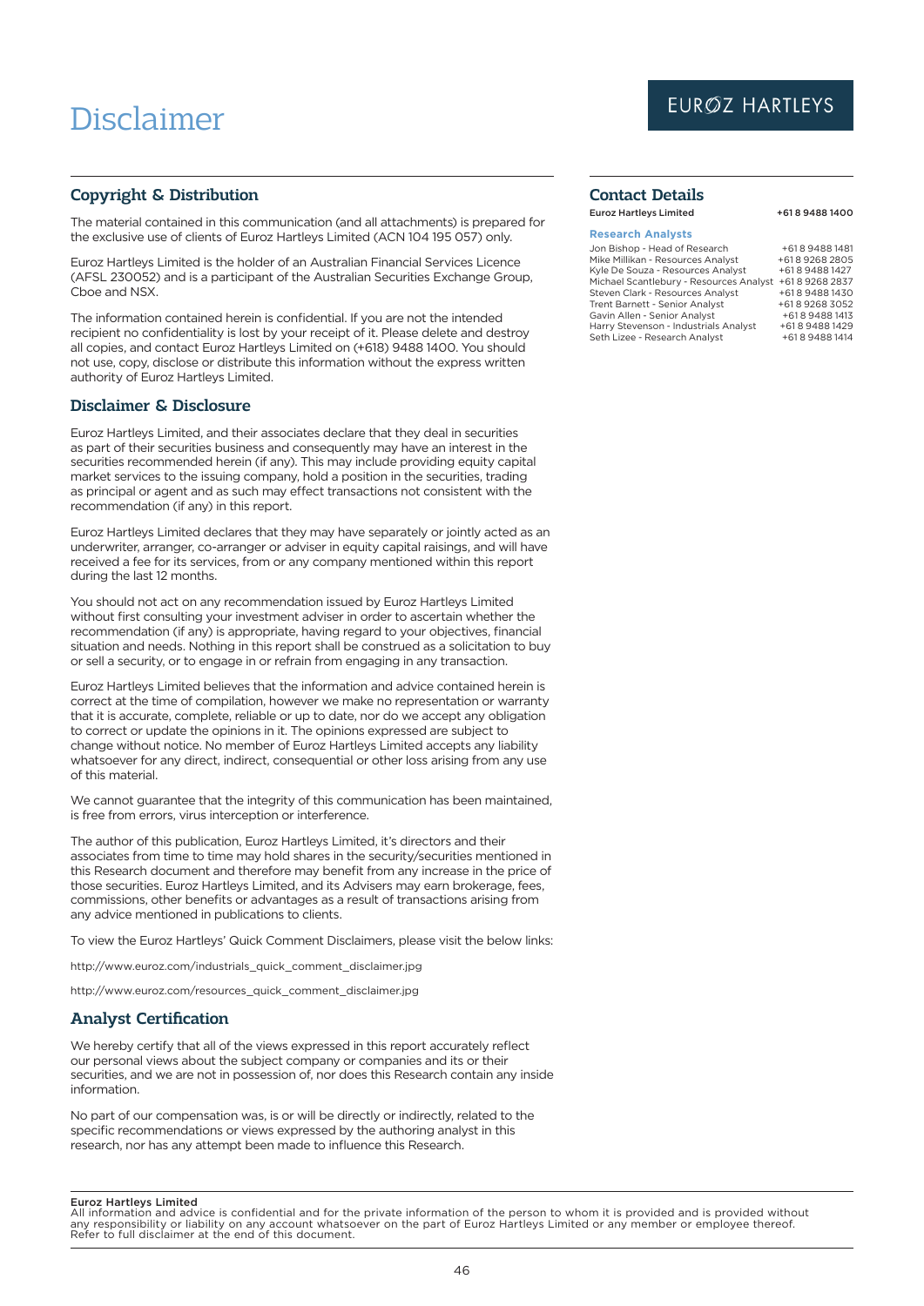# Disclaimer

EUROZ HARTLEYS

## Copyright & Distribution

The material contained in this communication (and all attachments) is prepared for the exclusive use of clients of Euroz Hartleys Limited (ACN 104 195 057) only.

Euroz Hartleys Limited is the holder of an Australian Financial Services Licence (AFSL 230052) and is a participant of the Australian Securities Exchange Group, Cboe and NSX.

The information contained herein is confidential. If you are not the intended recipient no confidentiality is lost by your receipt of it. Please delete and destroy all copies, and contact Euroz Hartleys Limited on (+618) 9488 1400. You should not use, copy, disclose or distribute this information without the express written authority of Euroz Hartleys Limited.

## Disclaimer & Disclosure

Euroz Hartleys Limited, and their associates declare that they deal in securities as part of their securities business and consequently may have an interest in the securities recommended herein (if any). This may include providing equity capital market services to the issuing company, hold a position in the securities, trading as principal or agent and as such may effect transactions not consistent with the recommendation (if any) in this report.

Euroz Hartleys Limited declares that they may have separately or jointly acted as an underwriter, arranger, co-arranger or adviser in equity capital raisings, and will have received a fee for its services, from or any company mentioned within this report during the last 12 months.

You should not act on any recommendation issued by Euroz Hartleys Limited without first consulting your investment adviser in order to ascertain whether the recommendation (if any) is appropriate, having regard to your objectives, financial situation and needs. Nothing in this report shall be construed as a solicitation to buy or sell a security, or to engage in or refrain from engaging in any transaction.

Euroz Hartleys Limited believes that the information and advice contained herein is correct at the time of compilation, however we make no representation or warranty that it is accurate, complete, reliable or up to date, nor do we accept any obligation to correct or update the opinions in it. The opinions expressed are subject to change without notice. No member of Euroz Hartleys Limited accepts any liability whatsoever for any direct, indirect, consequential or other loss arising from any use of this material.

We cannot guarantee that the integrity of this communication has been maintained, is free from errors, virus interception or interference.

The author of this publication, Euroz Hartleys Limited, it's directors and their associates from time to time may hold shares in the security/securities mentioned in this Research document and therefore may benefit from any increase in the price of those securities. Euroz Hartleys Limited, and its Advisers may earn brokerage, fees, commissions, other benefits or advantages as a result of transactions arising from any advice mentioned in publications to clients.

To view the Euroz Hartleys' Quick Comment Disclaimers, please visit the below links:

http://www.euroz.com/industrials_quick_comment_disclaimer.jpg

http://www.euroz.com/resources_quick_comment_disclaimer.jpg

## Analyst Certification

We hereby certify that all of the views expressed in this report accurately reflect our personal views about the subject company or companies and its or their securities, and we are not in possession of, nor does this Research contain any inside information.

No part of our compensation was, is or will be directly or indirectly, related to the specific recommendations or views expressed by the authoring analyst in this research, nor has any attempt been made to influence this Research.

## Contact Details

**Euroz Hartleys Limited** **+61 8 9488 1400**

**Research Analysts**

| | |
|---|---|
| Jon Bishop - Head of Research | +61 8 9488 1481 |
| Mike Millikan - Resources Analyst | +61 8 9268 2805 |
| Kyle De Souza - Resources Analyst | +61 8 9488 1427 |
| Michael Scantlebury - Resources Analyst | +61 8 9268 2837 |
| Steven Clark - Resources Analyst | +61 8 9488 1430 |
| Trent Barnett - Senior Analyst | +61 8 9268 3052 |
| Gavin Allen - Senior Analyst | +61 8 9488 1413 |
| Harry Stevenson - Industrials Analyst | +61 8 9488 1429 |
| Seth Lizee - Research Analyst | +61 8 9488 1414 |

**Euroz Hartleys Limited**
All information and advice is confidential and for the private information of the person to whom it is provided and is provided without any responsibility or liability on any account whatsoever on the part of Euroz Hartleys Limited or any member or employee thereof. Refer to full disclaimer at the end of this document.